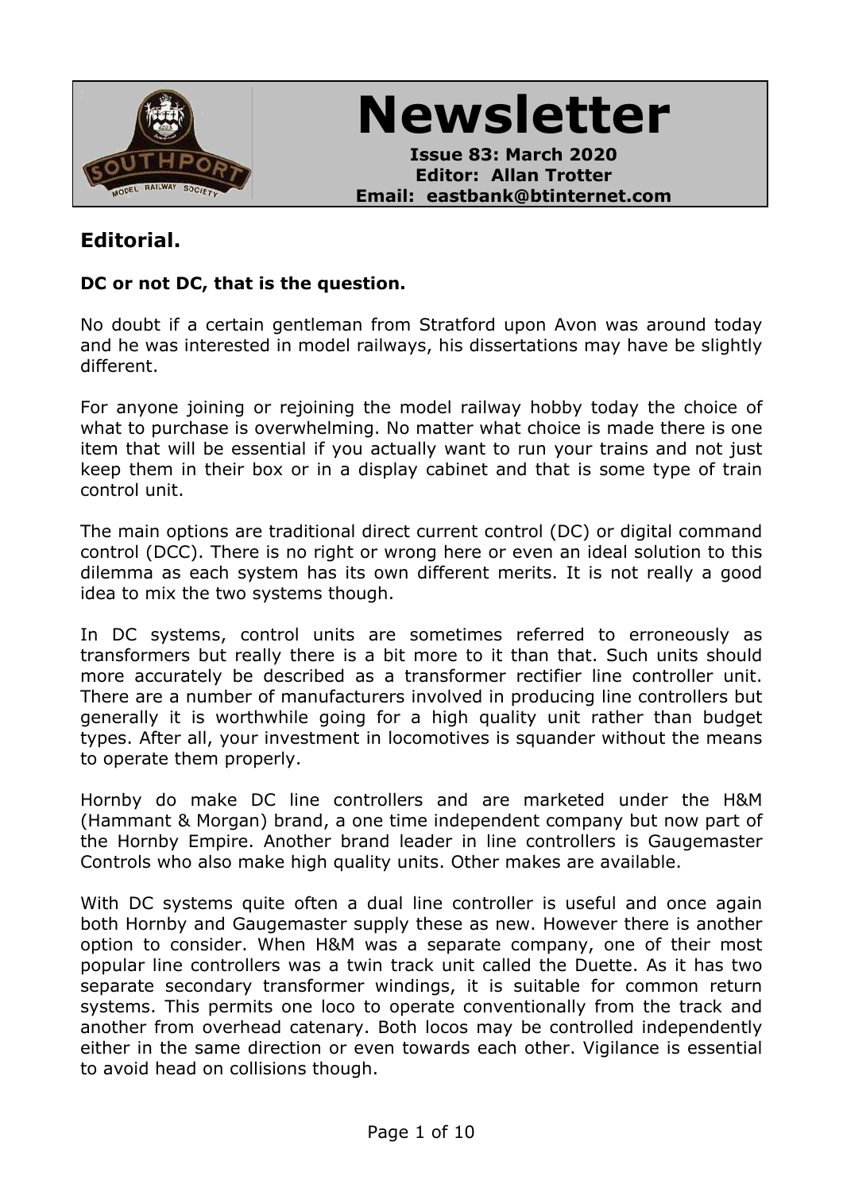# Newsletter

**Issue 83: March 2020**
**Editor: Allan Trotter**
**Email: eastbank@btinternet.com**

## Editorial.

**DC or not DC, that is the question.**

No doubt if a certain gentleman from Stratford upon Avon was around today and he was interested in model railways, his dissertations may have be slightly different.

For anyone joining or rejoining the model railway hobby today the choice of what to purchase is overwhelming. No matter what choice is made there is one item that will be essential if you actually want to run your trains and not just keep them in their box or in a display cabinet and that is some type of train control unit.

The main options are traditional direct current control (DC) or digital command control (DCC). There is no right or wrong here or even an ideal solution to this dilemma as each system has its own different merits. It is not really a good idea to mix the two systems though.

In DC systems, control units are sometimes referred to erroneously as transformers but really there is a bit more to it than that. Such units should more accurately be described as a transformer rectifier line controller unit. There are a number of manufacturers involved in producing line controllers but generally it is worthwhile going for a high quality unit rather than budget types. After all, your investment in locomotives is squander without the means to operate them properly.

Hornby do make DC line controllers and are marketed under the H&M (Hammant & Morgan) brand, a one time independent company but now part of the Hornby Empire. Another brand leader in line controllers is Gaugemaster Controls who also make high quality units. Other makes are available.

With DC systems quite often a dual line controller is useful and once again both Hornby and Gaugemaster supply these as new. However there is another option to consider. When H&M was a separate company, one of their most popular line controllers was a twin track unit called the Duette. As it has two separate secondary transformer windings, it is suitable for common return systems. This permits one loco to operate conventionally from the track and another from overhead catenary. Both locos may be controlled independently either in the same direction or even towards each other. Vigilance is essential to avoid head on collisions though.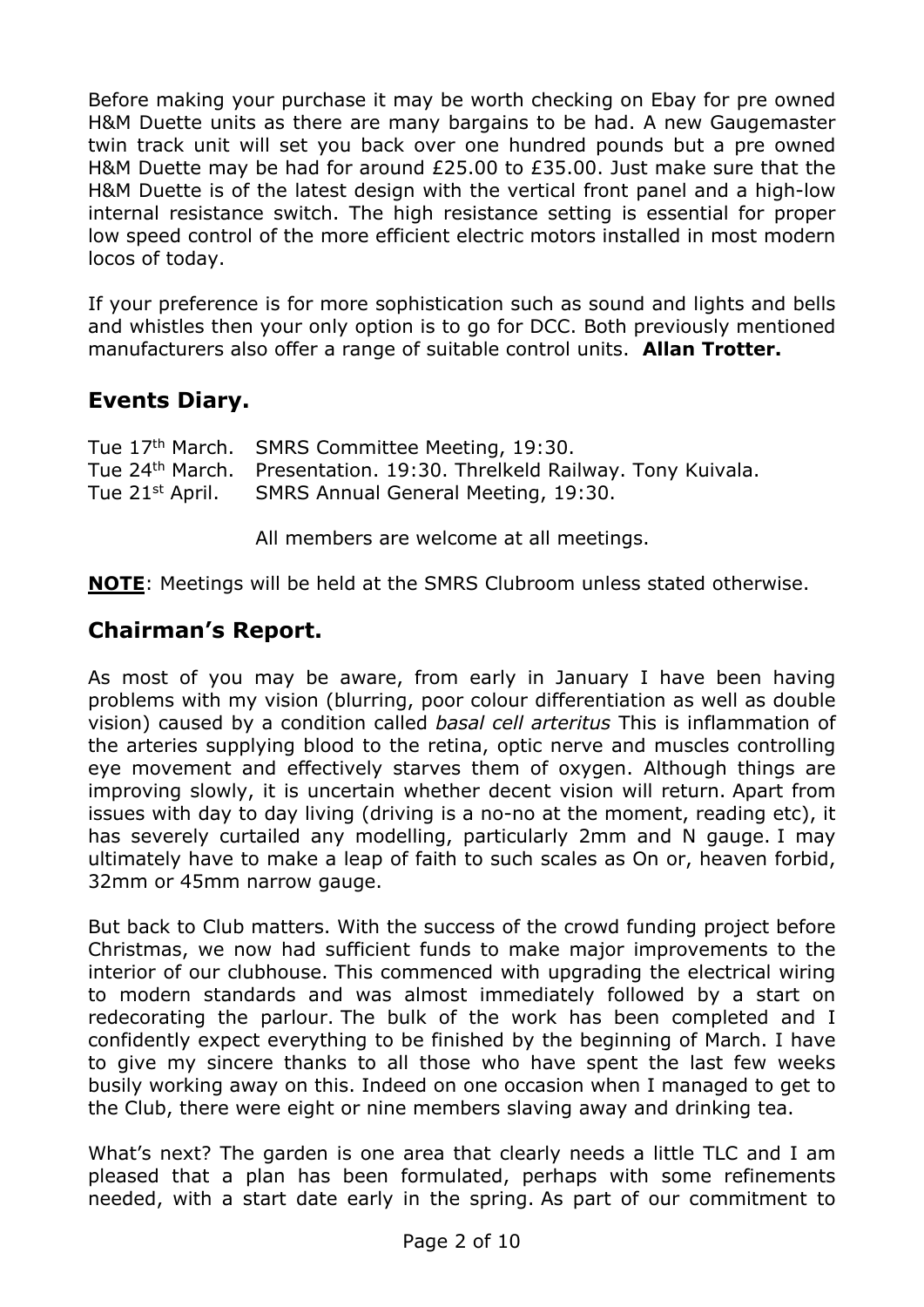Before making your purchase it may be worth checking on Ebay for pre owned H&M Duette units as there are many bargains to be had. A new Gaugemaster twin track unit will set you back over one hundred pounds but a pre owned H&M Duette may be had for around £25.00 to £35.00. Just make sure that the H&M Duette is of the latest design with the vertical front panel and a high-low internal resistance switch. The high resistance setting is essential for proper low speed control of the more efficient electric motors installed in most modern locos of today.

If your preference is for more sophistication such as sound and lights and bells and whistles then your only option is to go for DCC. Both previously mentioned manufacturers also offer a range of suitable control units. **Allan Trotter.**

## Events Diary.

Tue 17th March. SMRS Committee Meeting, 19:30.
Tue 24th March. Presentation. 19:30. Threlkeld Railway. Tony Kuivala.
Tue 21st April. SMRS Annual General Meeting, 19:30.

All members are welcome at all meetings.

**NOTE**: Meetings will be held at the SMRS Clubroom unless stated otherwise.

## Chairman's Report.

As most of you may be aware, from early in January I have been having problems with my vision (blurring, poor colour differentiation as well as double vision) caused by a condition called *basal cell arteritus* This is inflammation of the arteries supplying blood to the retina, optic nerve and muscles controlling eye movement and effectively starves them of oxygen. Although things are improving slowly, it is uncertain whether decent vision will return. Apart from issues with day to day living (driving is a no-no at the moment, reading etc), it has severely curtailed any modelling, particularly 2mm and N gauge. I may ultimately have to make a leap of faith to such scales as On or, heaven forbid, 32mm or 45mm narrow gauge.

But back to Club matters. With the success of the crowd funding project before Christmas, we now had sufficient funds to make major improvements to the interior of our clubhouse. This commenced with upgrading the electrical wiring to modern standards and was almost immediately followed by a start on redecorating the parlour. The bulk of the work has been completed and I confidently expect everything to be finished by the beginning of March. I have to give my sincere thanks to all those who have spent the last few weeks busily working away on this. Indeed on one occasion when I managed to get to the Club, there were eight or nine members slaving away and drinking tea.

What's next? The garden is one area that clearly needs a little TLC and I am pleased that a plan has been formulated, perhaps with some refinements needed, with a start date early in the spring. As part of our commitment to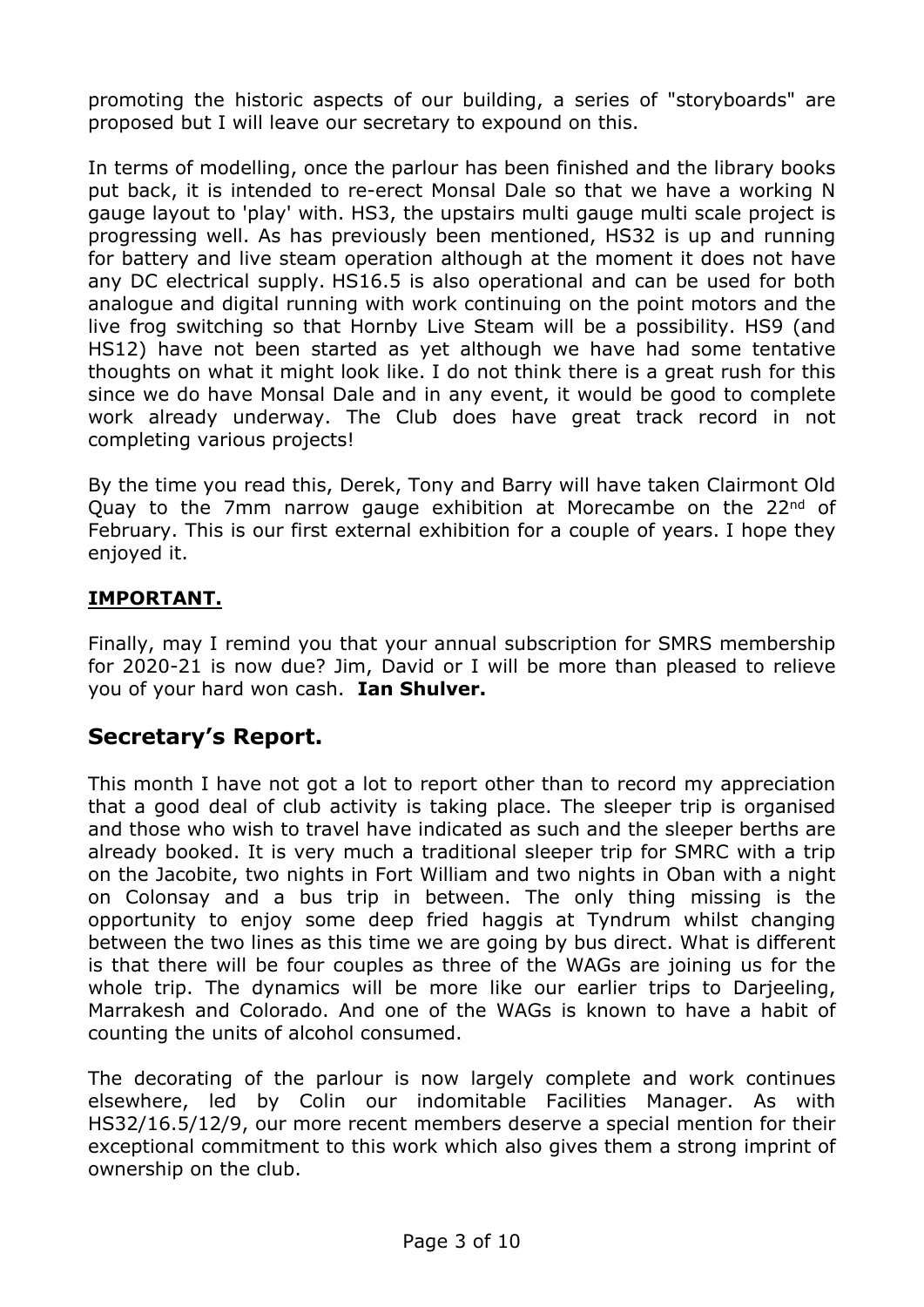promoting the historic aspects of our building, a series of "storyboards" are proposed but I will leave our secretary to expound on this.

In terms of modelling, once the parlour has been finished and the library books put back, it is intended to re-erect Monsal Dale so that we have a working N gauge layout to 'play' with. HS3, the upstairs multi gauge multi scale project is progressing well. As has previously been mentioned, HS32 is up and running for battery and live steam operation although at the moment it does not have any DC electrical supply. HS16.5 is also operational and can be used for both analogue and digital running with work continuing on the point motors and the live frog switching so that Hornby Live Steam will be a possibility. HS9 (and HS12) have not been started as yet although we have had some tentative thoughts on what it might look like. I do not think there is a great rush for this since we do have Monsal Dale and in any event, it would be good to complete work already underway. The Club does have great track record in not completing various projects!

By the time you read this, Derek, Tony and Barry will have taken Clairmont Old Quay to the 7mm narrow gauge exhibition at Morecambe on the 22nd of February. This is our first external exhibition for a couple of years. I hope they enjoyed it.

**IMPORTANT.**

Finally, may I remind you that your annual subscription for SMRS membership for 2020-21 is now due? Jim, David or I will be more than pleased to relieve you of your hard won cash. **Ian Shulver.**

## Secretary's Report.

This month I have not got a lot to report other than to record my appreciation that a good deal of club activity is taking place. The sleeper trip is organised and those who wish to travel have indicated as such and the sleeper berths are already booked. It is very much a traditional sleeper trip for SMRC with a trip on the Jacobite, two nights in Fort William and two nights in Oban with a night on Colonsay and a bus trip in between. The only thing missing is the opportunity to enjoy some deep fried haggis at Tyndrum whilst changing between the two lines as this time we are going by bus direct. What is different is that there will be four couples as three of the WAGs are joining us for the whole trip. The dynamics will be more like our earlier trips to Darjeeling, Marrakesh and Colorado. And one of the WAGs is known to have a habit of counting the units of alcohol consumed.

The decorating of the parlour is now largely complete and work continues elsewhere, led by Colin our indomitable Facilities Manager. As with HS32/16.5/12/9, our more recent members deserve a special mention for their exceptional commitment to this work which also gives them a strong imprint of ownership on the club.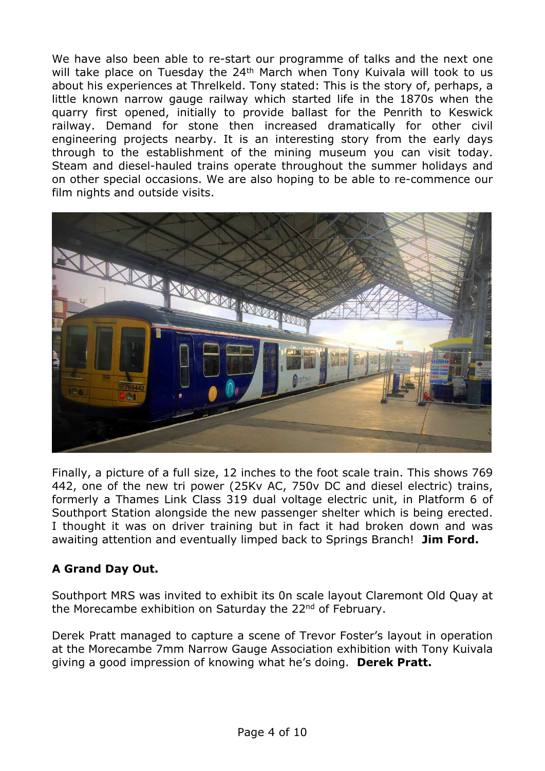We have also been able to re-start our programme of talks and the next one will take place on Tuesday the 24th March when Tony Kuivala will took to us about his experiences at Threlkeld. Tony stated: This is the story of, perhaps, a little known narrow gauge railway which started life in the 1870s when the quarry first opened, initially to provide ballast for the Penrith to Keswick railway. Demand for stone then increased dramatically for other civil engineering projects nearby. It is an interesting story from the early days through to the establishment of the mining museum you can visit today. Steam and diesel-hauled trains operate throughout the summer holidays and on other special occasions. We are also hoping to be able to re-commence our film nights and outside visits.

Finally, a picture of a full size, 12 inches to the foot scale train. This shows 769 442, one of the new tri power (25Kv AC, 750v DC and diesel electric) trains, formerly a Thames Link Class 319 dual voltage electric unit, in Platform 6 of Southport Station alongside the new passenger shelter which is being erected. I thought it was on driver training but in fact it had broken down and was awaiting attention and eventually limped back to Springs Branch! **Jim Ford.**

**A Grand Day Out.**

Southport MRS was invited to exhibit its 0n scale layout Claremont Old Quay at the Morecambe exhibition on Saturday the 22nd of February.

Derek Pratt managed to capture a scene of Trevor Foster's layout in operation at the Morecambe 7mm Narrow Gauge Association exhibition with Tony Kuivala giving a good impression of knowing what he's doing. **Derek Pratt.**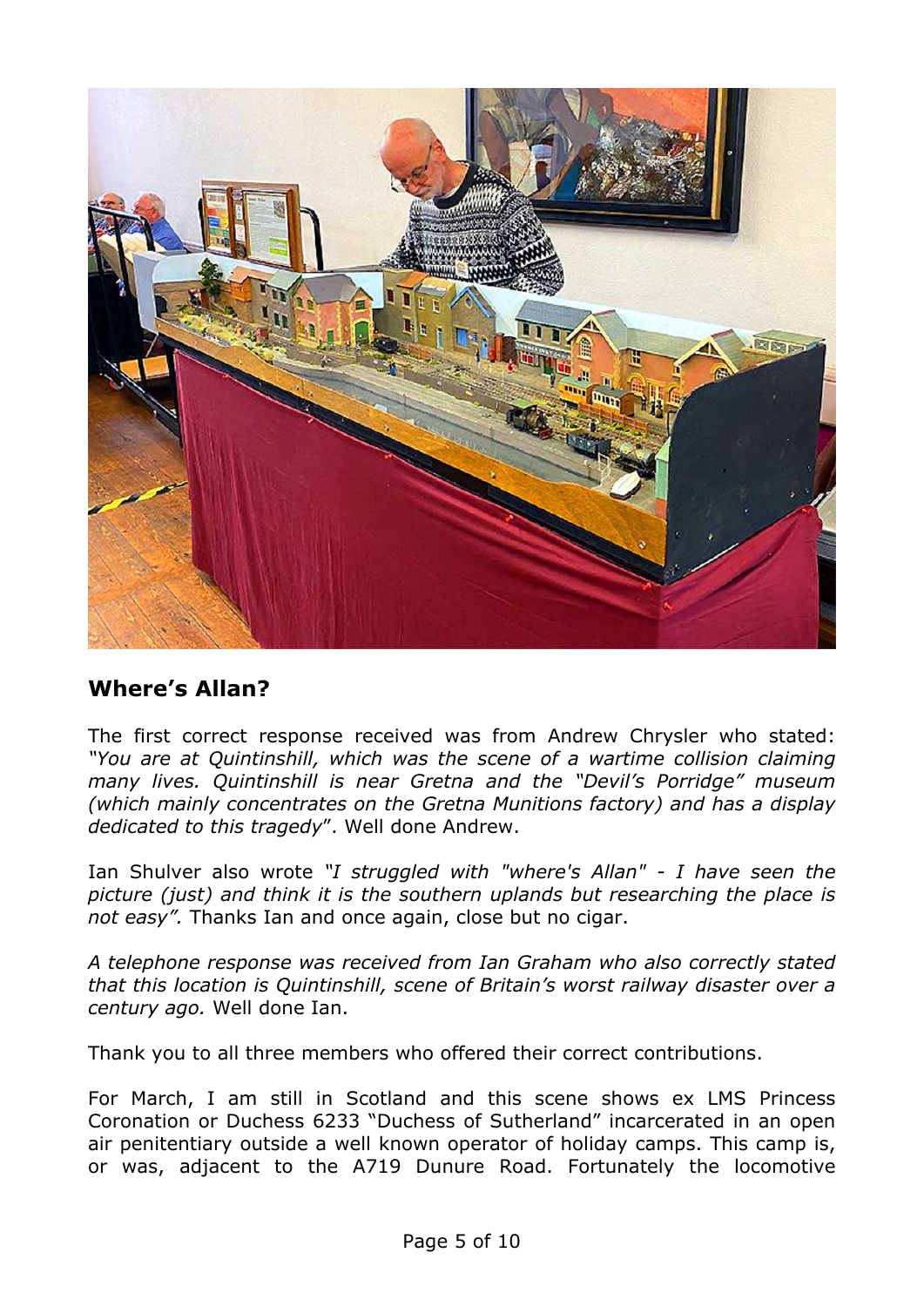## Where's Allan?

The first correct response received was from Andrew Chrysler who stated: *"You are at Quintinshill, which was the scene of a wartime collision claiming many lives. Quintinshill is near Gretna and the "Devil's Porridge" museum (which mainly concentrates on the Gretna Munitions factory) and has a display dedicated to this tragedy*". Well done Andrew.

Ian Shulver also wrote *"I struggled with "where's Allan" - I have seen the picture (just) and think it is the southern uplands but researching the place is not easy".* Thanks Ian and once again, close but no cigar.

*A telephone response was received from Ian Graham who also correctly stated that this location is Quintinshill, scene of Britain's worst railway disaster over a century ago.* Well done Ian.

Thank you to all three members who offered their correct contributions.

For March, I am still in Scotland and this scene shows ex LMS Princess Coronation or Duchess 6233 "Duchess of Sutherland" incarcerated in an open air penitentiary outside a well known operator of holiday camps. This camp is, or was, adjacent to the A719 Dunure Road. Fortunately the locomotive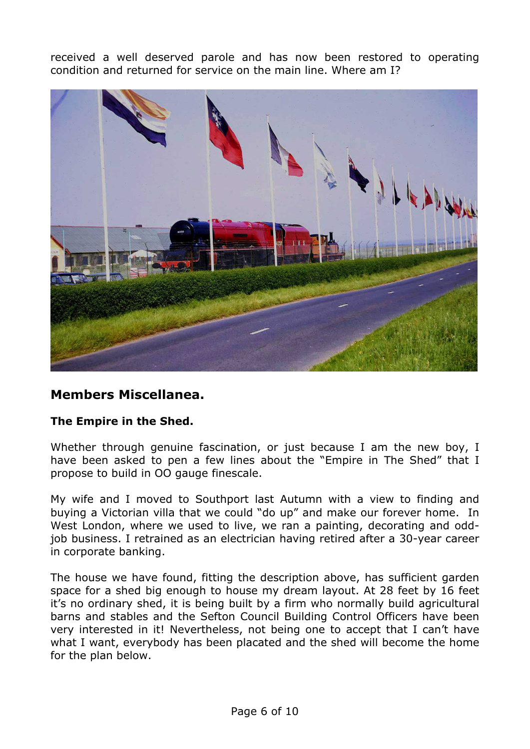received a well deserved parole and has now been restored to operating condition and returned for service on the main line. Where am I?

## Members Miscellanea.

### The Empire in the Shed.

Whether through genuine fascination, or just because I am the new boy, I have been asked to pen a few lines about the "Empire in The Shed" that I propose to build in OO gauge finescale.

My wife and I moved to Southport last Autumn with a view to finding and buying a Victorian villa that we could "do up" and make our forever home. In West London, where we used to live, we ran a painting, decorating and odd-job business. I retrained as an electrician having retired after a 30-year career in corporate banking.

The house we have found, fitting the description above, has sufficient garden space for a shed big enough to house my dream layout. At 28 feet by 16 feet it's no ordinary shed, it is being built by a firm who normally build agricultural barns and stables and the Sefton Council Building Control Officers have been very interested in it! Nevertheless, not being one to accept that I can't have what I want, everybody has been placated and the shed will become the home for the plan below.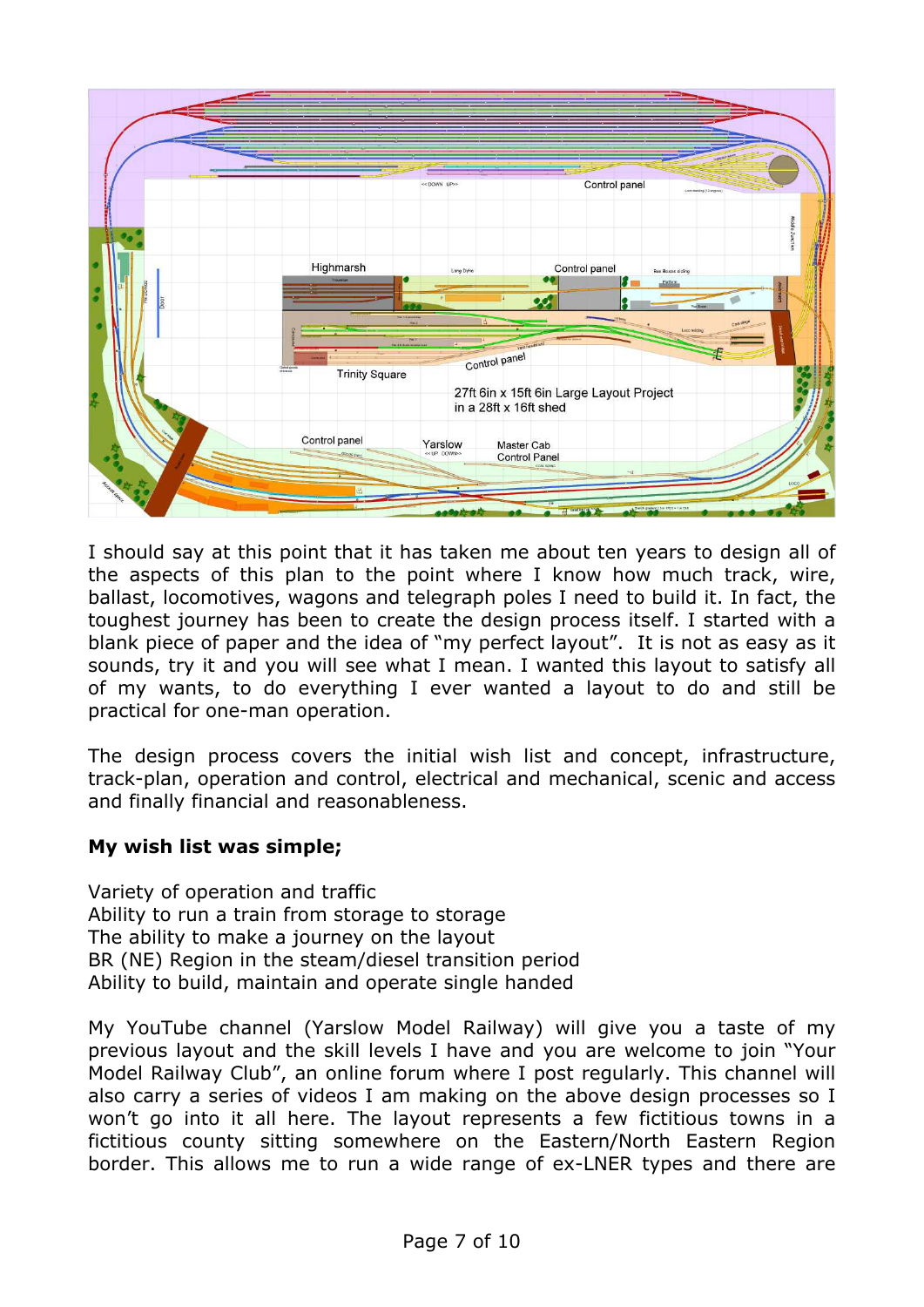I should say at this point that it has taken me about ten years to design all of the aspects of this plan to the point where I know how much track, wire, ballast, locomotives, wagons and telegraph poles I need to build it. In fact, the toughest journey has been to create the design process itself. I started with a blank piece of paper and the idea of "my perfect layout". It is not as easy as it sounds, try it and you will see what I mean. I wanted this layout to satisfy all of my wants, to do everything I ever wanted a layout to do and still be practical for one-man operation.

The design process covers the initial wish list and concept, infrastructure, track-plan, operation and control, electrical and mechanical, scenic and access and finally financial and reasonableness.

**My wish list was simple;**

Variety of operation and traffic
Ability to run a train from storage to storage
The ability to make a journey on the layout
BR (NE) Region in the steam/diesel transition period
Ability to build, maintain and operate single handed

My YouTube channel (Yarslow Model Railway) will give you a taste of my previous layout and the skill levels I have and you are welcome to join "Your Model Railway Club", an online forum where I post regularly. This channel will also carry a series of videos I am making on the above design processes so I won't go into it all here. The layout represents a few fictitious towns in a fictitious county sitting somewhere on the Eastern/North Eastern Region border. This allows me to run a wide range of ex-LNER types and there are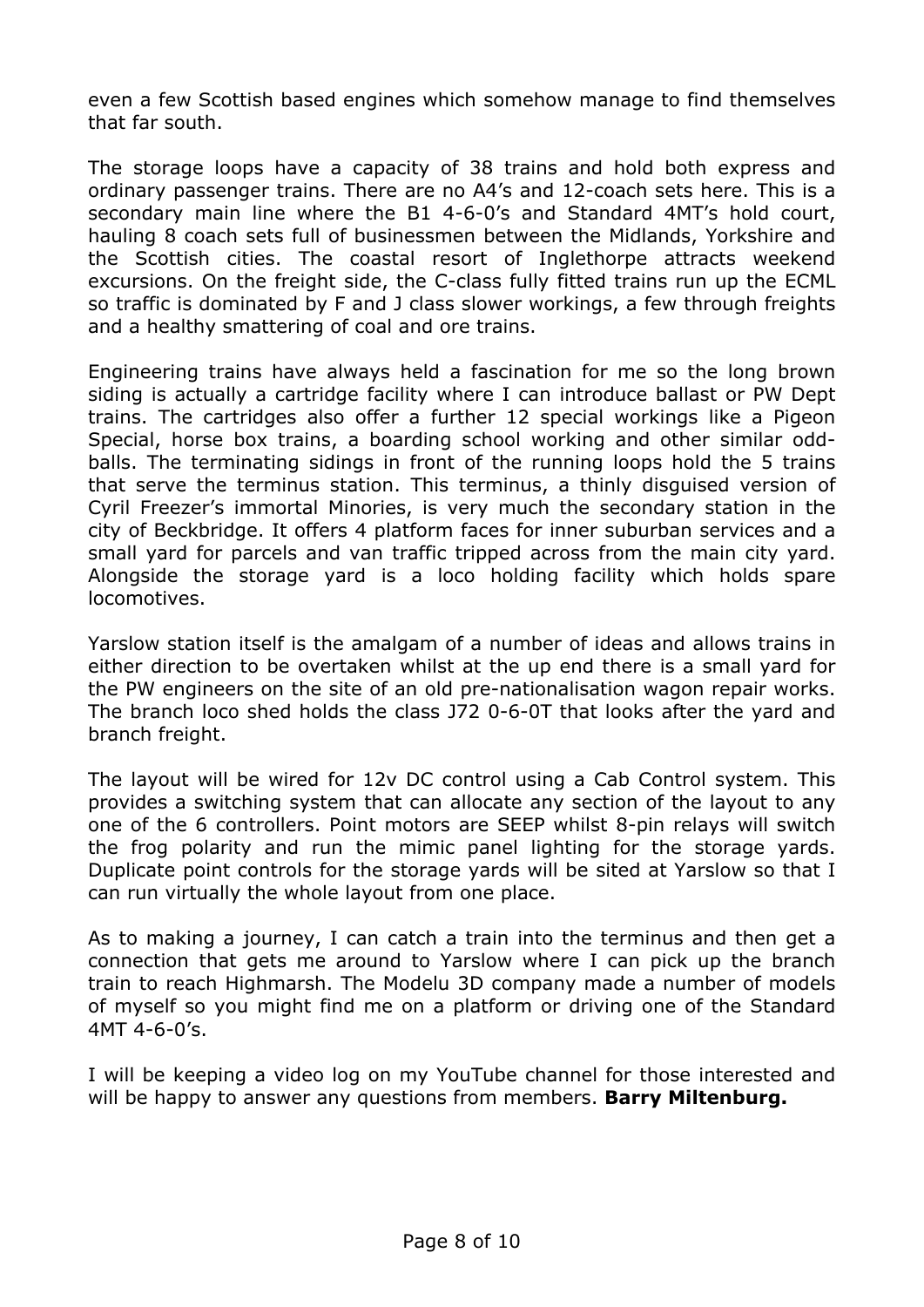even a few Scottish based engines which somehow manage to find themselves that far south.

The storage loops have a capacity of 38 trains and hold both express and ordinary passenger trains. There are no A4's and 12-coach sets here. This is a secondary main line where the B1 4-6-0's and Standard 4MT's hold court, hauling 8 coach sets full of businessmen between the Midlands, Yorkshire and the Scottish cities. The coastal resort of Inglethorpe attracts weekend excursions. On the freight side, the C-class fully fitted trains run up the ECML so traffic is dominated by F and J class slower workings, a few through freights and a healthy smattering of coal and ore trains.

Engineering trains have always held a fascination for me so the long brown siding is actually a cartridge facility where I can introduce ballast or PW Dept trains. The cartridges also offer a further 12 special workings like a Pigeon Special, horse box trains, a boarding school working and other similar odd-balls. The terminating sidings in front of the running loops hold the 5 trains that serve the terminus station. This terminus, a thinly disguised version of Cyril Freezer's immortal Minories, is very much the secondary station in the city of Beckbridge. It offers 4 platform faces for inner suburban services and a small yard for parcels and van traffic tripped across from the main city yard. Alongside the storage yard is a loco holding facility which holds spare locomotives.

Yarslow station itself is the amalgam of a number of ideas and allows trains in either direction to be overtaken whilst at the up end there is a small yard for the PW engineers on the site of an old pre-nationalisation wagon repair works. The branch loco shed holds the class J72 0-6-0T that looks after the yard and branch freight.

The layout will be wired for 12v DC control using a Cab Control system. This provides a switching system that can allocate any section of the layout to any one of the 6 controllers. Point motors are SEEP whilst 8-pin relays will switch the frog polarity and run the mimic panel lighting for the storage yards. Duplicate point controls for the storage yards will be sited at Yarslow so that I can run virtually the whole layout from one place.

As to making a journey, I can catch a train into the terminus and then get a connection that gets me around to Yarslow where I can pick up the branch train to reach Highmarsh. The Modelu 3D company made a number of models of myself so you might find me on a platform or driving one of the Standard 4MT 4-6-0's.

I will be keeping a video log on my YouTube channel for those interested and will be happy to answer any questions from members. **Barry Miltenburg.**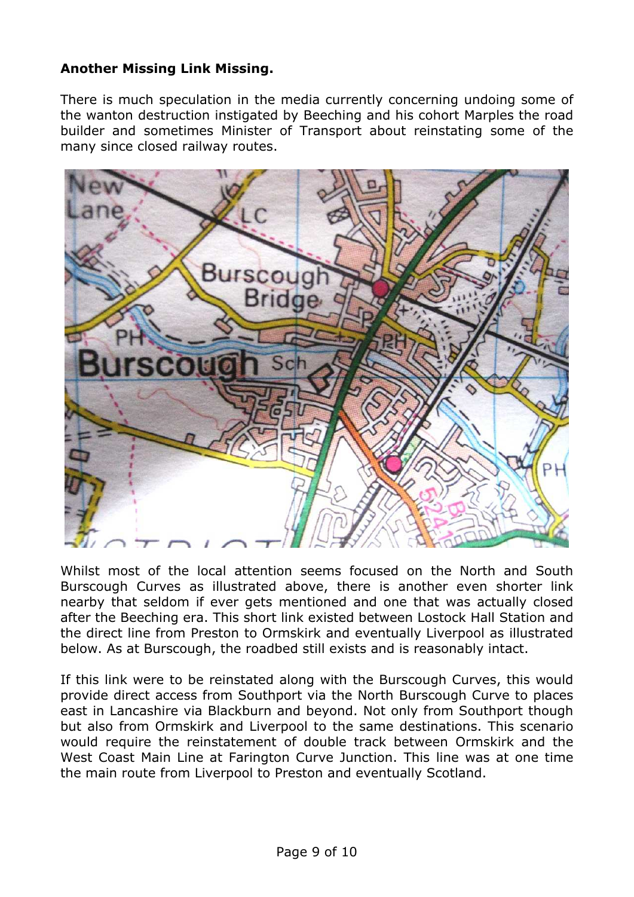**Another Missing Link Missing.**

There is much speculation in the media currently concerning undoing some of the wanton destruction instigated by Beeching and his cohort Marples the road builder and sometimes Minister of Transport about reinstating some of the many since closed railway routes.

Whilst most of the local attention seems focused on the North and South Burscough Curves as illustrated above, there is another even shorter link nearby that seldom if ever gets mentioned and one that was actually closed after the Beeching era. This short link existed between Lostock Hall Station and the direct line from Preston to Ormskirk and eventually Liverpool as illustrated below. As at Burscough, the roadbed still exists and is reasonably intact.

If this link were to be reinstated along with the Burscough Curves, this would provide direct access from Southport via the North Burscough Curve to places east in Lancashire via Blackburn and beyond. Not only from Southport though but also from Ormskirk and Liverpool to the same destinations. This scenario would require the reinstatement of double track between Ormskirk and the West Coast Main Line at Farington Curve Junction. This line was at one time the main route from Liverpool to Preston and eventually Scotland.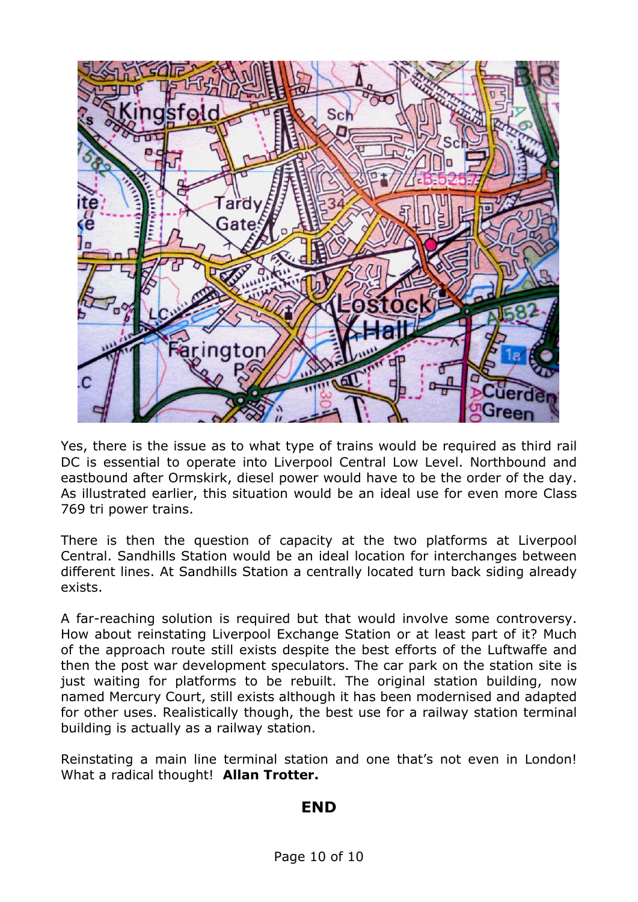Yes, there is the issue as to what type of trains would be required as third rail DC is essential to operate into Liverpool Central Low Level. Northbound and eastbound after Ormskirk, diesel power would have to be the order of the day. As illustrated earlier, this situation would be an ideal use for even more Class 769 tri power trains.

There is then the question of capacity at the two platforms at Liverpool Central. Sandhills Station would be an ideal location for interchanges between different lines. At Sandhills Station a centrally located turn back siding already exists.

A far-reaching solution is required but that would involve some controversy. How about reinstating Liverpool Exchange Station or at least part of it? Much of the approach route still exists despite the best efforts of the Luftwaffe and then the post war development speculators. The car park on the station site is just waiting for platforms to be rebuilt. The original station building, now named Mercury Court, still exists although it has been modernised and adapted for other uses. Realistically though, the best use for a railway station terminal building is actually as a railway station.

Reinstating a main line terminal station and one that's not even in London! What a radical thought! **Allan Trotter.**

**END**